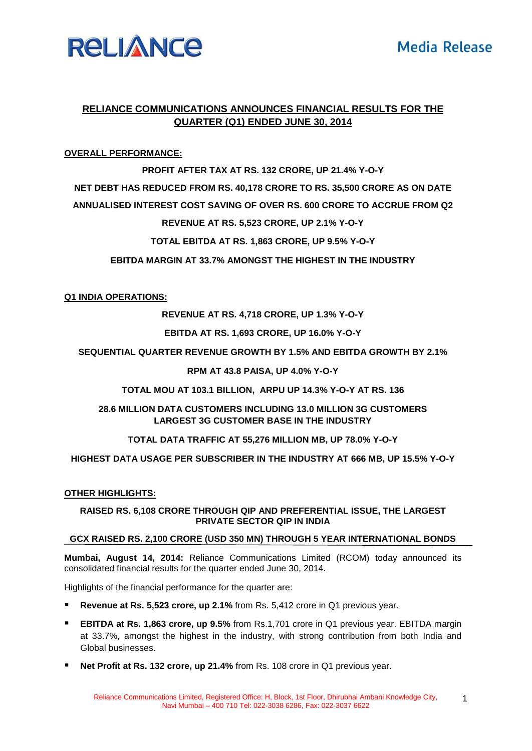RELIANCE

Media Release

# RELIANCE COMMUNICATIONS ANNOUNCES FINANCIAL RESULTS FOR THE QUARTER (Q1) ENDED JUNE 30, 2014

## OVERALL PERFORMANCE:

**PROFIT AFTER TAX AT RS. 132 CRORE, UP 21.4% Y-O-Y**

**NET DEBT HAS REDUCED FROM RS. 40,178 CRORE TO RS. 35,500 CRORE AS ON DATE**

**ANNUALISED INTEREST COST SAVING OF OVER RS. 600 CRORE TO ACCRUE FROM Q2**

**REVENUE AT RS. 5,523 CRORE, UP 2.1% Y-O-Y**

**TOTAL EBITDA AT RS. 1,863 CRORE, UP 9.5% Y-O-Y**

**EBITDA MARGIN AT 33.7% AMONGST THE HIGHEST IN THE INDUSTRY**

## Q1 INDIA OPERATIONS:

**REVENUE AT RS. 4,718 CRORE, UP 1.3% Y-O-Y**

**EBITDA AT RS. 1,693 CRORE, UP 16.0% Y-O-Y**

**SEQUENTIAL QUARTER REVENUE GROWTH BY 1.5% AND EBITDA GROWTH BY 2.1%**

**RPM AT 43.8 PAISA, UP 4.0% Y-O-Y**

**TOTAL MOU AT 103.1 BILLION, ARPU UP 14.3% Y-O-Y AT RS. 136**

**28.6 MILLION DATA CUSTOMERS INCLUDING 13.0 MILLION 3G CUSTOMERS LARGEST 3G CUSTOMER BASE IN THE INDUSTRY**

**TOTAL DATA TRAFFIC AT 55,276 MILLION MB, UP 78.0% Y-O-Y**

**HIGHEST DATA USAGE PER SUBSCRIBER IN THE INDUSTRY AT 666 MB, UP 15.5% Y-O-Y**

## OTHER HIGHLIGHTS:

**RAISED RS. 6,108 CRORE THROUGH QIP AND PREFERENTIAL ISSUE, THE LARGEST PRIVATE SECTOR QIP IN INDIA**

**GCX RAISED RS. 2,100 CRORE (USD 350 MN) THROUGH 5 YEAR INTERNATIONAL BONDS**

---

**Mumbai, August 14, 2014:** Reliance Communications Limited (RCOM) today announced its consolidated financial results for the quarter ended June 30, 2014.

Highlights of the financial performance for the quarter are:

- **Revenue at Rs. 5,523 crore, up 2.1%** from Rs. 5,412 crore in Q1 previous year.
- **EBITDA at Rs. 1,863 crore, up 9.5%** from Rs.1,701 crore in Q1 previous year. EBITDA margin at 33.7%, amongst the highest in the industry, with strong contribution from both India and Global businesses.
- **Net Profit at Rs. 132 crore, up 21.4%** from Rs. 108 crore in Q1 previous year.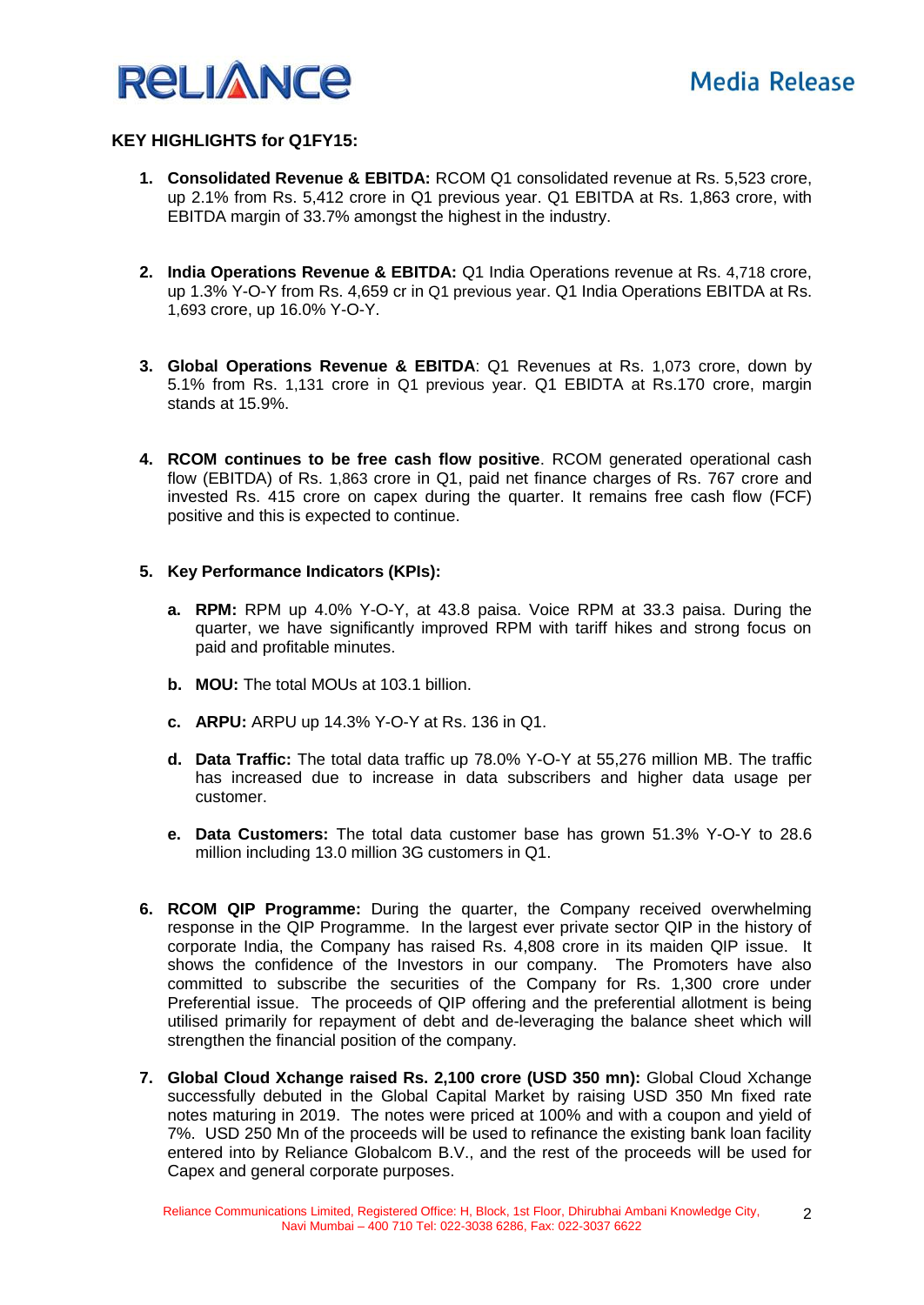## KEY HIGHLIGHTS for Q1FY15:

1. **Consolidated Revenue & EBITDA:** RCOM Q1 consolidated revenue at Rs. 5,523 crore, up 2.1% from Rs. 5,412 crore in Q1 previous year. Q1 EBITDA at Rs. 1,863 crore, with EBITDA margin of 33.7% amongst the highest in the industry.

2. **India Operations Revenue & EBITDA:** Q1 India Operations revenue at Rs. 4,718 crore, up 1.3% Y-O-Y from Rs. 4,659 cr in Q1 previous year. Q1 India Operations EBITDA at Rs. 1,693 crore, up 16.0% Y-O-Y.

3. **Global Operations Revenue & EBITDA**: Q1 Revenues at Rs. 1,073 crore, down by 5.1% from Rs. 1,131 crore in Q1 previous year. Q1 EBIDTA at Rs.170 crore, margin stands at 15.9%.

4. **RCOM continues to be free cash flow positive**. RCOM generated operational cash flow (EBITDA) of Rs. 1,863 crore in Q1, paid net finance charges of Rs. 767 crore and invested Rs. 415 crore on capex during the quarter. It remains free cash flow (FCF) positive and this is expected to continue.

5. **Key Performance Indicators (KPIs):**

   a. **RPM:** RPM up 4.0% Y-O-Y, at 43.8 paisa. Voice RPM at 33.3 paisa. During the quarter, we have significantly improved RPM with tariff hikes and strong focus on paid and profitable minutes.

   b. **MOU:** The total MOUs at 103.1 billion.

   c. **ARPU:** ARPU up 14.3% Y-O-Y at Rs. 136 in Q1.

   d. **Data Traffic:** The total data traffic up 78.0% Y-O-Y at 55,276 million MB. The traffic has increased due to increase in data subscribers and higher data usage per customer.

   e. **Data Customers:** The total data customer base has grown 51.3% Y-O-Y to 28.6 million including 13.0 million 3G customers in Q1.

6. **RCOM QIP Programme:** During the quarter, the Company received overwhelming response in the QIP Programme. In the largest ever private sector QIP in the history of corporate India, the Company has raised Rs. 4,808 crore in its maiden QIP issue. It shows the confidence of the Investors in our company. The Promoters have also committed to subscribe the securities of the Company for Rs. 1,300 crore under Preferential issue. The proceeds of QIP offering and the preferential allotment is being utilised primarily for repayment of debt and de-leveraging the balance sheet which will strengthen the financial position of the company.

7. **Global Cloud Xchange raised Rs. 2,100 crore (USD 350 mn):** Global Cloud Xchange successfully debuted in the Global Capital Market by raising USD 350 Mn fixed rate notes maturing in 2019. The notes were priced at 100% and with a coupon and yield of 7%. USD 250 Mn of the proceeds will be used to refinance the existing bank loan facility entered into by Reliance Globalcom B.V., and the rest of the proceeds will be used for Capex and general corporate purposes.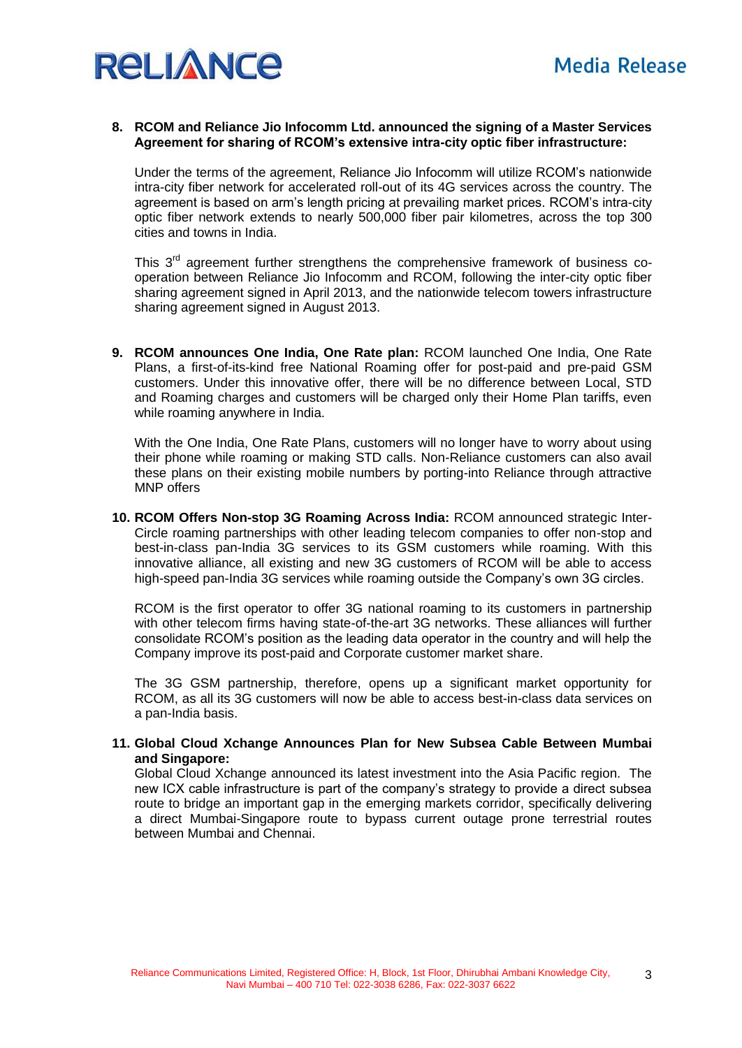8. **RCOM and Reliance Jio Infocomm Ltd. announced the signing of a Master Services Agreement for sharing of RCOM's extensive intra-city optic fiber infrastructure:**

   Under the terms of the agreement, Reliance Jio Infocomm will utilize RCOM's nationwide intra-city fiber network for accelerated roll-out of its 4G services across the country. The agreement is based on arm's length pricing at prevailing market prices. RCOM's intra-city optic fiber network extends to nearly 500,000 fiber pair kilometres, across the top 300 cities and towns in India.

   This 3rd agreement further strengthens the comprehensive framework of business co-operation between Reliance Jio Infocomm and RCOM, following the inter-city optic fiber sharing agreement signed in April 2013, and the nationwide telecom towers infrastructure sharing agreement signed in August 2013.

9. **RCOM announces One India, One Rate plan:** RCOM launched One India, One Rate Plans, a first-of-its-kind free National Roaming offer for post-paid and pre-paid GSM customers. Under this innovative offer, there will be no difference between Local, STD and Roaming charges and customers will be charged only their Home Plan tariffs, even while roaming anywhere in India.

   With the One India, One Rate Plans, customers will no longer have to worry about using their phone while roaming or making STD calls. Non-Reliance customers can also avail these plans on their existing mobile numbers by porting-into Reliance through attractive MNP offers

10. **RCOM Offers Non-stop 3G Roaming Across India:** RCOM announced strategic Inter-Circle roaming partnerships with other leading telecom companies to offer non-stop and best-in-class pan-India 3G services to its GSM customers while roaming. With this innovative alliance, all existing and new 3G customers of RCOM will be able to access high-speed pan-India 3G services while roaming outside the Company's own 3G circles.

    RCOM is the first operator to offer 3G national roaming to its customers in partnership with other telecom firms having state-of-the-art 3G networks. These alliances will further consolidate RCOM's position as the leading data operator in the country and will help the Company improve its post-paid and Corporate customer market share.

    The 3G GSM partnership, therefore, opens up a significant market opportunity for RCOM, as all its 3G customers will now be able to access best-in-class data services on a pan-India basis.

11. **Global Cloud Xchange Announces Plan for New Subsea Cable Between Mumbai and Singapore:**
    Global Cloud Xchange announced its latest investment into the Asia Pacific region. The new ICX cable infrastructure is part of the company's strategy to provide a direct subsea route to bridge an important gap in the emerging markets corridor, specifically delivering a direct Mumbai-Singapore route to bypass current outage prone terrestrial routes between Mumbai and Chennai.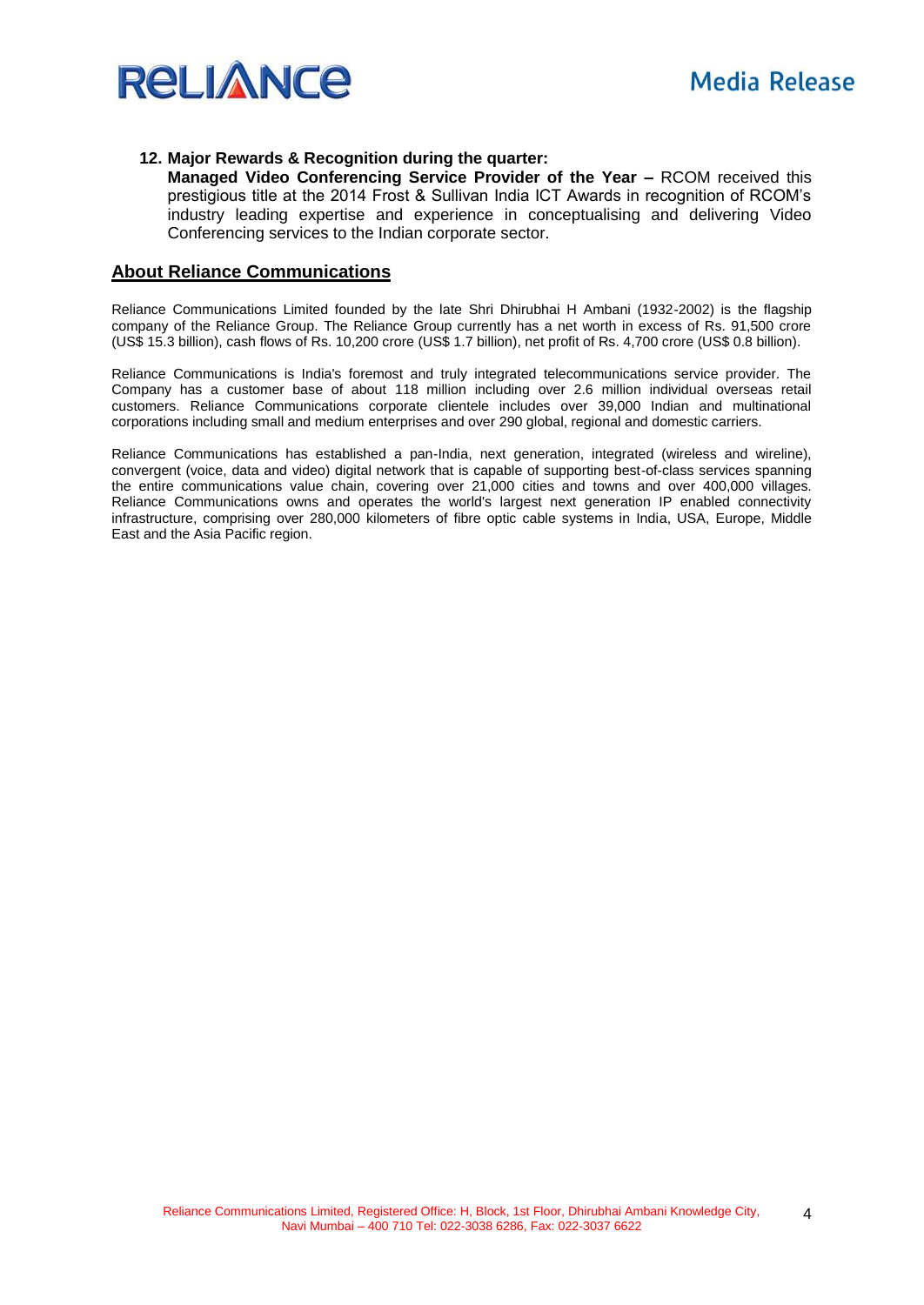12. **Major Rewards & Recognition during the quarter:**
    **Managed Video Conferencing Service Provider of the Year –** RCOM received this prestigious title at the 2014 Frost & Sullivan India ICT Awards in recognition of RCOM's industry leading expertise and experience in conceptualising and delivering Video Conferencing services to the Indian corporate sector.

## About Reliance Communications

Reliance Communications Limited founded by the late Shri Dhirubhai H Ambani (1932-2002) is the flagship company of the Reliance Group. The Reliance Group currently has a net worth in excess of Rs. 91,500 crore (US$ 15.3 billion), cash flows of Rs. 10,200 crore (US$ 1.7 billion), net profit of Rs. 4,700 crore (US$ 0.8 billion).

Reliance Communications is India's foremost and truly integrated telecommunications service provider. The Company has a customer base of about 118 million including over 2.6 million individual overseas retail customers. Reliance Communications corporate clientele includes over 39,000 Indian and multinational corporations including small and medium enterprises and over 290 global, regional and domestic carriers.

Reliance Communications has established a pan-India, next generation, integrated (wireless and wireline), convergent (voice, data and video) digital network that is capable of supporting best-of-class services spanning the entire communications value chain, covering over 21,000 cities and towns and over 400,000 villages. Reliance Communications owns and operates the world's largest next generation IP enabled connectivity infrastructure, comprising over 280,000 kilometers of fibre optic cable systems in India, USA, Europe, Middle East and the Asia Pacific region.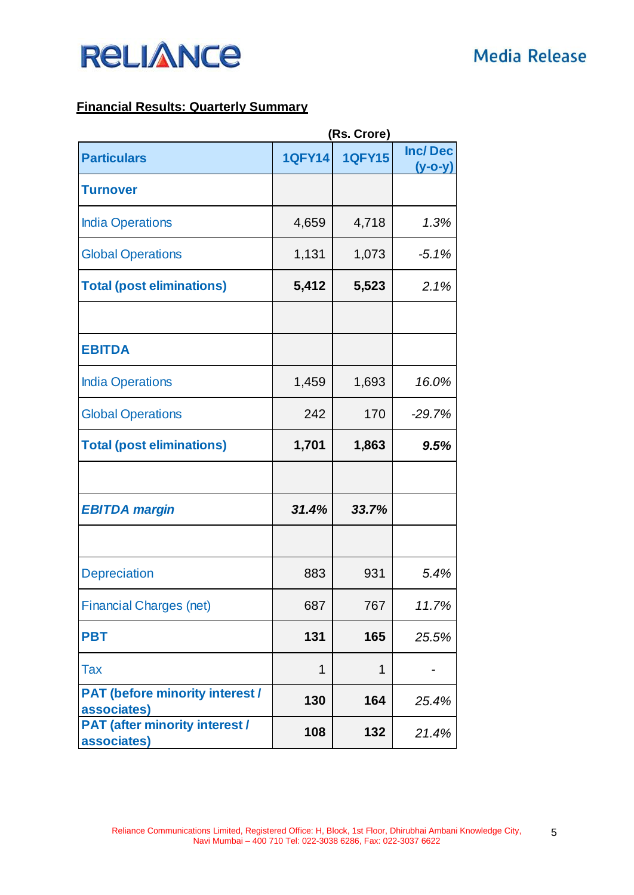**RELIANCE** Media Release

## Financial Results: Quarterly Summary

(Rs. Crore)

| Particulars | 1QFY14 | 1QFY15 | Inc/ Dec (y-o-y) |
|---|---|---|---|
| **Turnover** | | | |
| India Operations | 4,659 | 4,718 | *1.3%* |
| Global Operations | 1,131 | 1,073 | *-5.1%* |
| **Total (post eliminations)** | **5,412** | **5,523** | *2.1%* |
| | | | |
| **EBITDA** | | | |
| India Operations | 1,459 | 1,693 | *16.0%* |
| Global Operations | 242 | 170 | *-29.7%* |
| **Total (post eliminations)** | **1,701** | **1,863** | ***9.5%*** |
| | | | |
| ***EBITDA margin*** | ***31.4%*** | ***33.7%*** | |
| | | | |
| Depreciation | 883 | 931 | *5.4%* |
| Financial Charges (net) | 687 | 767 | *11.7%* |
| **PBT** | **131** | **165** | *25.5%* |
| Tax | 1 | 1 | - |
| **PAT (before minority interest / associates)** | **130** | **164** | *25.4%* |
| **PAT (after minority interest / associates)** | **108** | **132** | *21.4%* |

Reliance Communications Limited, Registered Office: H, Block, 1st Floor, Dhirubhai Ambani Knowledge City, Navi Mumbai – 400 710 Tel: 022-3038 6286, Fax: 022-3037 6622